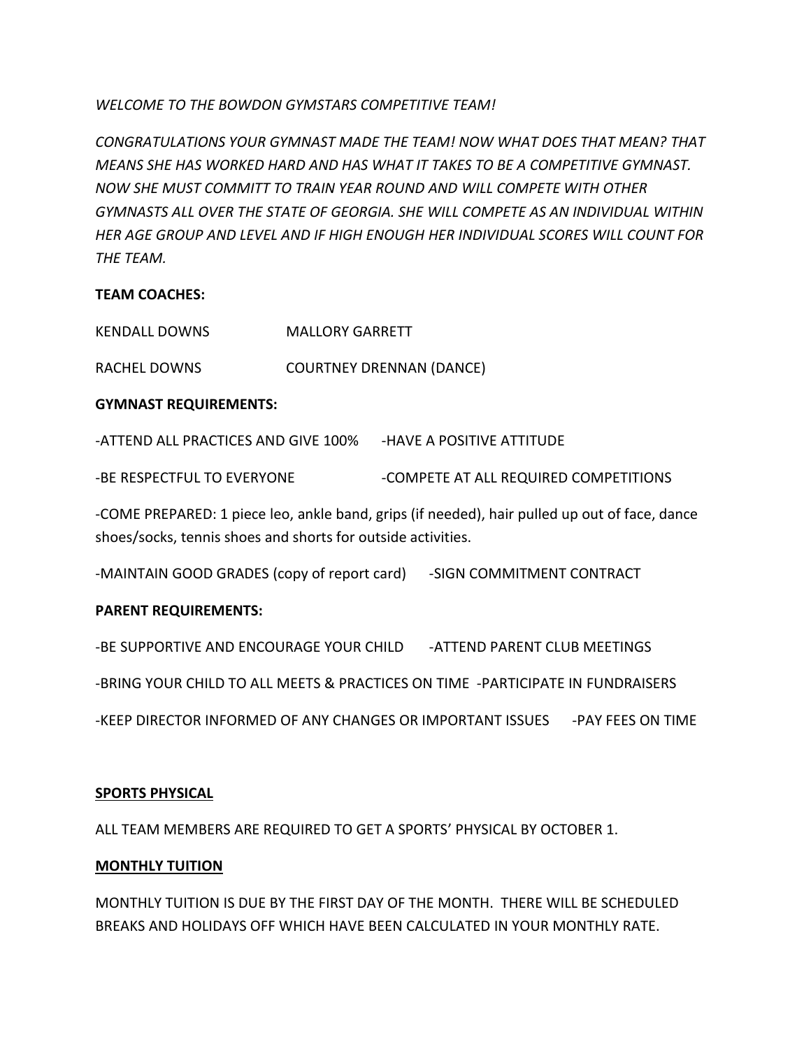*WELCOME TO THE BOWDON GYMSTARS COMPETITIVE TEAM!*

*CONGRATULATIONS YOUR GYMNAST MADE THE TEAM! NOW WHAT DOES THAT MEAN? THAT MEANS SHE HAS WORKED HARD AND HAS WHAT IT TAKES TO BE A COMPETITIVE GYMNAST. NOW SHE MUST COMMITT TO TRAIN YEAR ROUND AND WILL COMPETE WITH OTHER GYMNASTS ALL OVER THE STATE OF GEORGIA. SHE WILL COMPETE AS AN INDIVIDUAL WITHIN HER AGE GROUP AND LEVEL AND IF HIGH ENOUGH HER INDIVIDUAL SCORES WILL COUNT FOR THE TEAM.*

**TEAM COACHES:**

KENDALL DOWNS MALLORY GARRETT

RACHEL DOWNS COURTNEY DRENNAN (DANCE)

**GYMNAST REQUIREMENTS:**

-ATTEND ALL PRACTICES AND GIVE 100% -HAVE A POSITIVE ATTITUDE

-BE RESPECTFUL TO EVERYONE -COMPETE AT ALL REQUIRED COMPETITIONS

-COME PREPARED: 1 piece leo, ankle band, grips (if needed), hair pulled up out of face, dance shoes/socks, tennis shoes and shorts for outside activities.

-MAINTAIN GOOD GRADES (copy of report card) -SIGN COMMITMENT CONTRACT

**PARENT REQUIREMENTS:**

-BE SUPPORTIVE AND ENCOURAGE YOUR CHILD -ATTEND PARENT CLUB MEETINGS

-BRING YOUR CHILD TO ALL MEETS & PRACTICES ON TIME -PARTICIPATE IN FUNDRAISERS

-KEEP DIRECTOR INFORMED OF ANY CHANGES OR IMPORTANT ISSUES -PAY FEES ON TIME

**SPORTS PHYSICAL**

ALL TEAM MEMBERS ARE REQUIRED TO GET A SPORTS' PHYSICAL BY OCTOBER 1.

**MONTHLY TUITION**

MONTHLY TUITION IS DUE BY THE FIRST DAY OF THE MONTH. THERE WILL BE SCHEDULED BREAKS AND HOLIDAYS OFF WHICH HAVE BEEN CALCULATED IN YOUR MONTHLY RATE.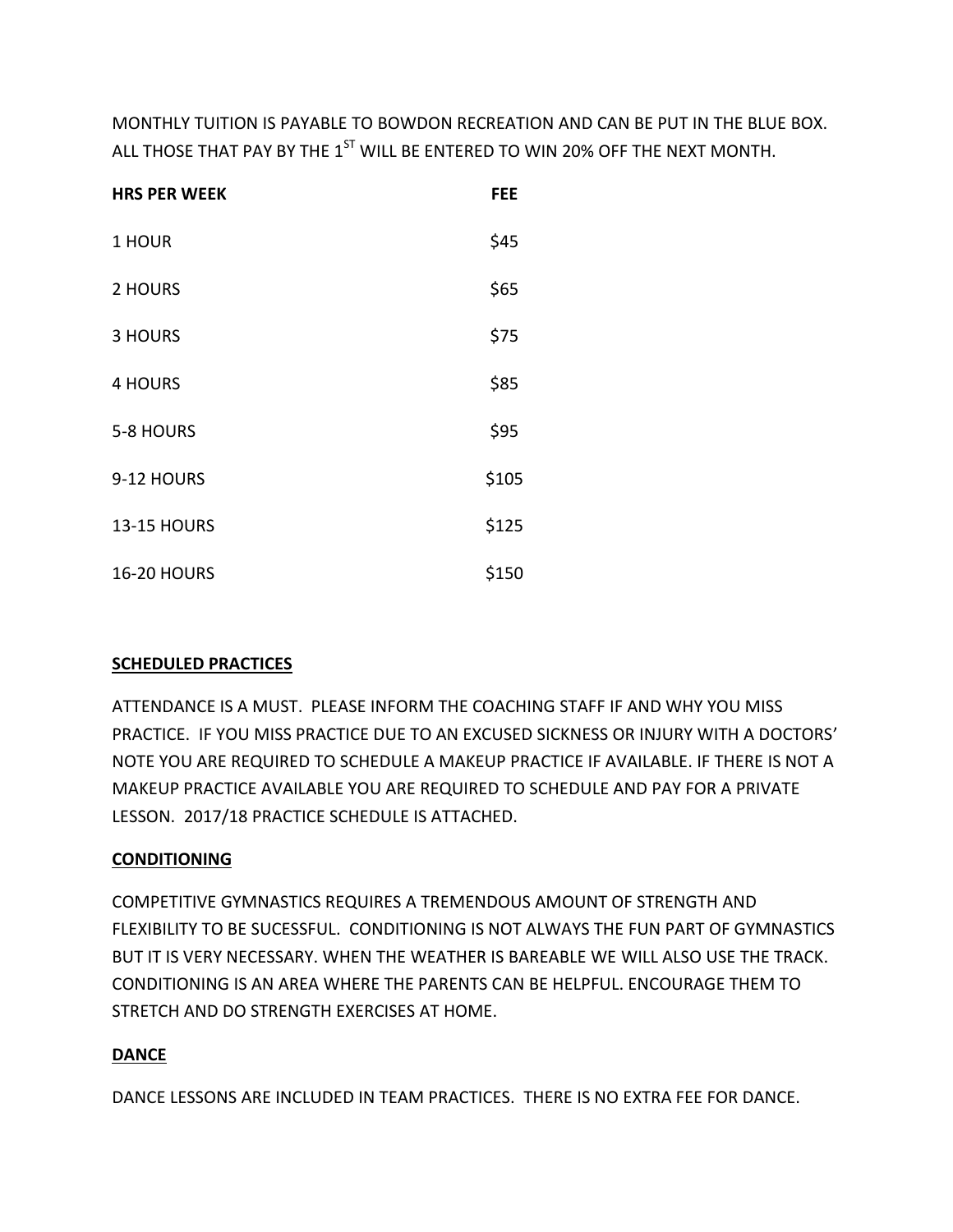MONTHLY TUITION IS PAYABLE TO BOWDON RECREATION AND CAN BE PUT IN THE BLUE BOX. ALL THOSE THAT PAY BY THE 1ST WILL BE ENTERED TO WIN 20% OFF THE NEXT MONTH.

| HRS PER WEEK | FEE |
|---|---|
| 1 HOUR | $45 |
| 2 HOURS | $65 |
| 3 HOURS | $75 |
| 4 HOURS | $85 |
| 5-8 HOURS | $95 |
| 9-12 HOURS | $105 |
| 13-15 HOURS | $125 |
| 16-20 HOURS | $150 |

**SCHEDULED PRACTICES**

ATTENDANCE IS A MUST. PLEASE INFORM THE COACHING STAFF IF AND WHY YOU MISS PRACTICE. IF YOU MISS PRACTICE DUE TO AN EXCUSED SICKNESS OR INJURY WITH A DOCTORS' NOTE YOU ARE REQUIRED TO SCHEDULE A MAKEUP PRACTICE IF AVAILABLE. IF THERE IS NOT A MAKEUP PRACTICE AVAILABLE YOU ARE REQUIRED TO SCHEDULE AND PAY FOR A PRIVATE LESSON. 2017/18 PRACTICE SCHEDULE IS ATTACHED.

**CONDITIONING**

COMPETITIVE GYMNASTICS REQUIRES A TREMENDOUS AMOUNT OF STRENGTH AND FLEXIBILITY TO BE SUCESSFUL. CONDITIONING IS NOT ALWAYS THE FUN PART OF GYMNASTICS BUT IT IS VERY NECESSARY. WHEN THE WEATHER IS BAREABLE WE WILL ALSO USE THE TRACK. CONDITIONING IS AN AREA WHERE THE PARENTS CAN BE HELPFUL. ENCOURAGE THEM TO STRETCH AND DO STRENGTH EXERCISES AT HOME.

**DANCE**

DANCE LESSONS ARE INCLUDED IN TEAM PRACTICES. THERE IS NO EXTRA FEE FOR DANCE.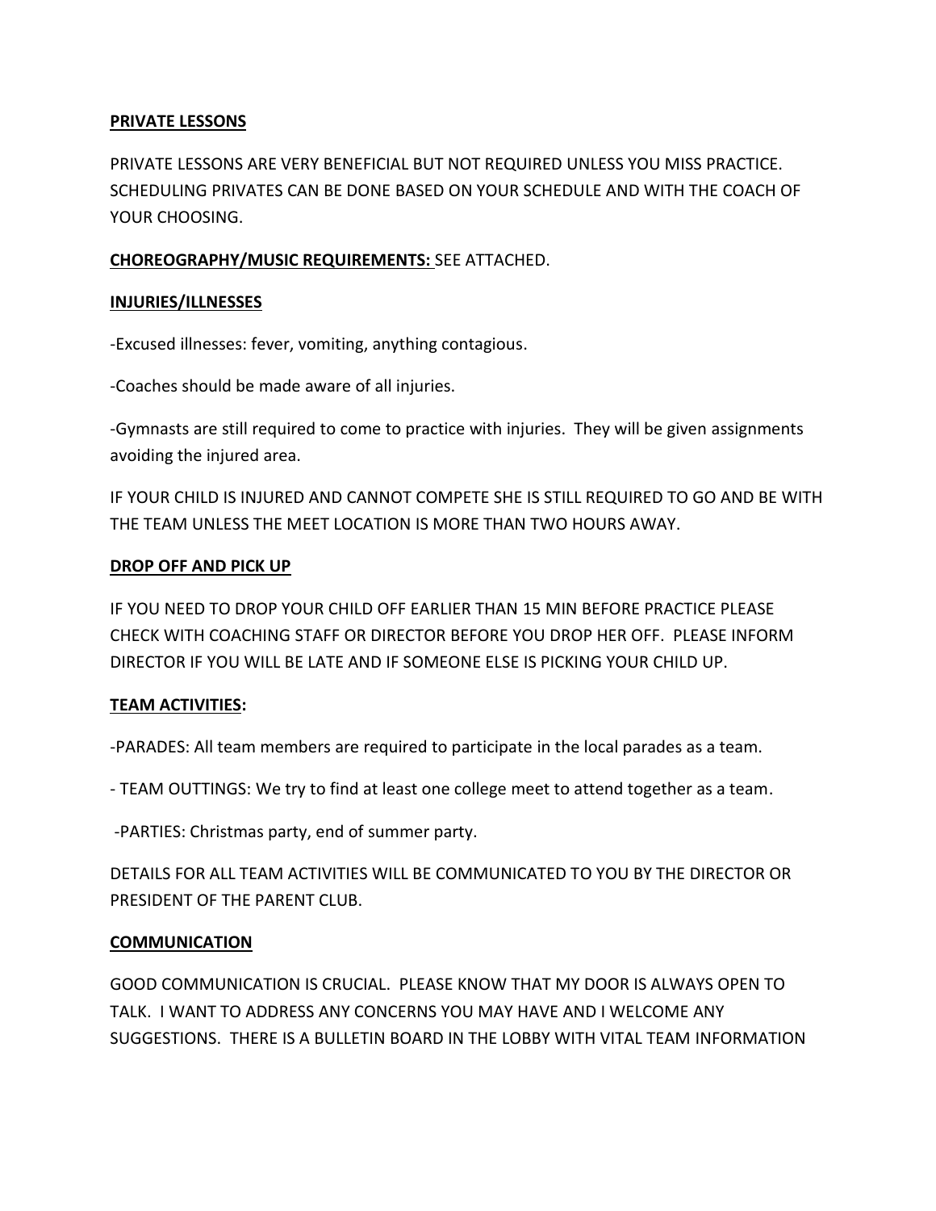**PRIVATE LESSONS**

PRIVATE LESSONS ARE VERY BENEFICIAL BUT NOT REQUIRED UNLESS YOU MISS PRACTICE. SCHEDULING PRIVATES CAN BE DONE BASED ON YOUR SCHEDULE AND WITH THE COACH OF YOUR CHOOSING.

**CHOREOGRAPHY/MUSIC REQUIREMENTS:** SEE ATTACHED.

**INJURIES/ILLNESSES**

-Excused illnesses: fever, vomiting, anything contagious.

-Coaches should be made aware of all injuries.

-Gymnasts are still required to come to practice with injuries. They will be given assignments avoiding the injured area.

IF YOUR CHILD IS INJURED AND CANNOT COMPETE SHE IS STILL REQUIRED TO GO AND BE WITH THE TEAM UNLESS THE MEET LOCATION IS MORE THAN TWO HOURS AWAY.

**DROP OFF AND PICK UP**

IF YOU NEED TO DROP YOUR CHILD OFF EARLIER THAN 15 MIN BEFORE PRACTICE PLEASE CHECK WITH COACHING STAFF OR DIRECTOR BEFORE YOU DROP HER OFF. PLEASE INFORM DIRECTOR IF YOU WILL BE LATE AND IF SOMEONE ELSE IS PICKING YOUR CHILD UP.

**TEAM ACTIVITIES:**

-PARADES: All team members are required to participate in the local parades as a team.

- TEAM OUTTINGS: We try to find at least one college meet to attend together as a team.

-PARTIES: Christmas party, end of summer party.

DETAILS FOR ALL TEAM ACTIVITIES WILL BE COMMUNICATED TO YOU BY THE DIRECTOR OR PRESIDENT OF THE PARENT CLUB.

**COMMUNICATION**

GOOD COMMUNICATION IS CRUCIAL. PLEASE KNOW THAT MY DOOR IS ALWAYS OPEN TO TALK. I WANT TO ADDRESS ANY CONCERNS YOU MAY HAVE AND I WELCOME ANY SUGGESTIONS. THERE IS A BULLETIN BOARD IN THE LOBBY WITH VITAL TEAM INFORMATION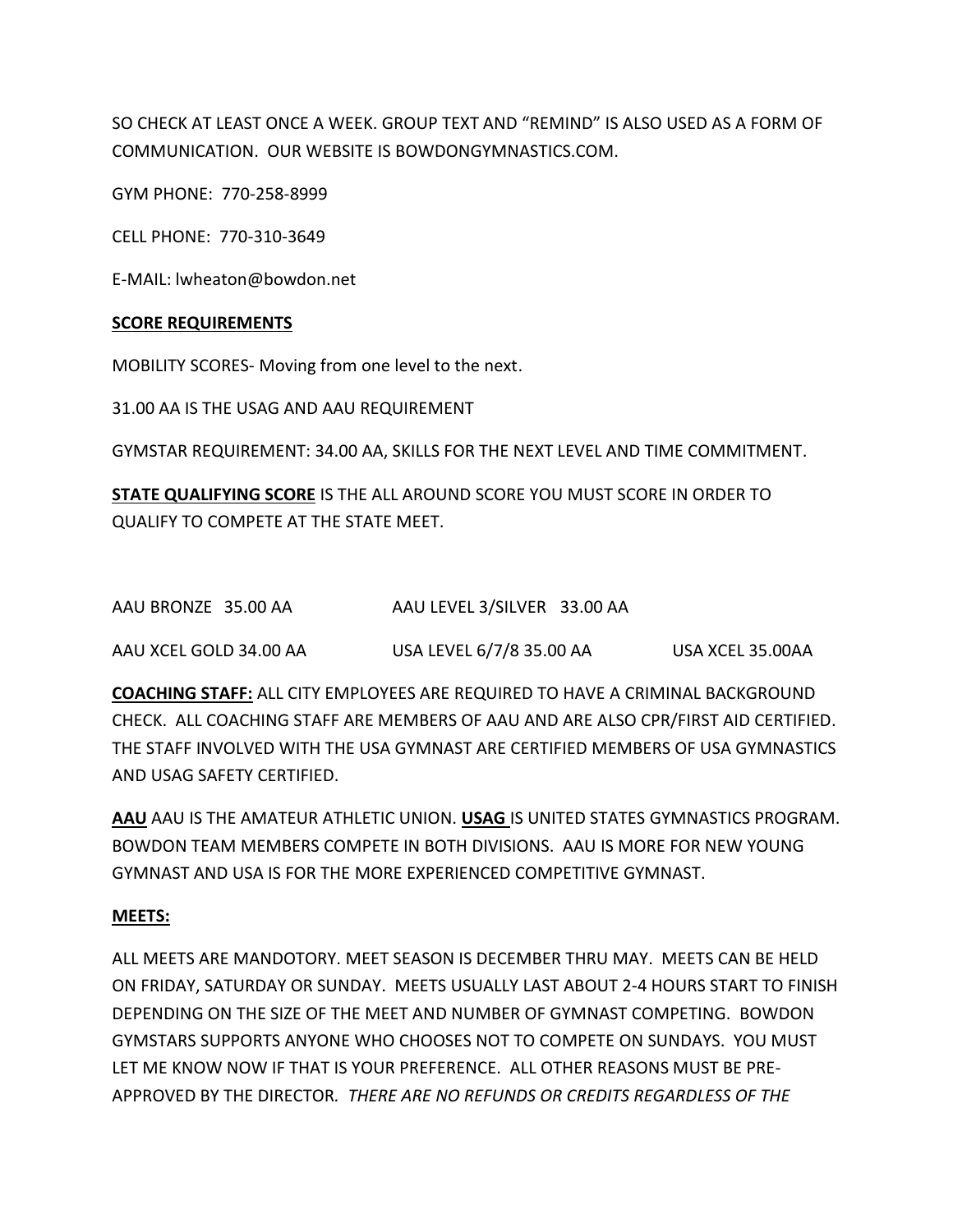SO CHECK AT LEAST ONCE A WEEK. GROUP TEXT AND “REMIND” IS ALSO USED AS A FORM OF COMMUNICATION. OUR WEBSITE IS BOWDONGYMNASTICS.COM.

GYM PHONE: 770-258-8999

CELL PHONE: 770-310-3649

E-MAIL: lwheaton@bowdon.net

**<u>SCORE REQUIREMENTS</u>**

MOBILITY SCORES- Moving from one level to the next.

31.00 AA IS THE USAG AND AAU REQUIREMENT

GYMSTAR REQUIREMENT: 34.00 AA, SKILLS FOR THE NEXT LEVEL AND TIME COMMITMENT.

**<u>STATE QUALIFYING SCORE</u>** IS THE ALL AROUND SCORE YOU MUST SCORE IN ORDER TO QUALIFY TO COMPETE AT THE STATE MEET.

AAU BRONZE 35.00 AA    AAU LEVEL 3/SILVER 33.00 AA

AAU XCEL GOLD 34.00 AA    USA LEVEL 6/7/8 35.00 AA    USA XCEL 35.00AA

**<u>COACHING STAFF:</u>** ALL CITY EMPLOYEES ARE REQUIRED TO HAVE A CRIMINAL BACKGROUND CHECK. ALL COACHING STAFF ARE MEMBERS OF AAU AND ARE ALSO CPR/FIRST AID CERTIFIED. THE STAFF INVOLVED WITH THE USA GYMNAST ARE CERTIFIED MEMBERS OF USA GYMNASTICS AND USAG SAFETY CERTIFIED.

**<u>AAU</u>** AAU IS THE AMATEUR ATHLETIC UNION. **<u>USAG</u>** IS UNITED STATES GYMNASTICS PROGRAM. BOWDON TEAM MEMBERS COMPETE IN BOTH DIVISIONS. AAU IS MORE FOR NEW YOUNG GYMNAST AND USA IS FOR THE MORE EXPERIENCED COMPETITIVE GYMNAST.

**<u>MEETS:</u>**

ALL MEETS ARE MANDOTORY. MEET SEASON IS DECEMBER THRU MAY. MEETS CAN BE HELD ON FRIDAY, SATURDAY OR SUNDAY. MEETS USUALLY LAST ABOUT 2-4 HOURS START TO FINISH DEPENDING ON THE SIZE OF THE MEET AND NUMBER OF GYMNAST COMPETING. BOWDON GYMSTARS SUPPORTS ANYONE WHO CHOOSES NOT TO COMPETE ON SUNDAYS. YOU MUST LET ME KNOW NOW IF THAT IS YOUR PREFERENCE. ALL OTHER REASONS MUST BE PRE-APPROVED BY THE DIRECTOR. *THERE ARE NO REFUNDS OR CREDITS REGARDLESS OF THE*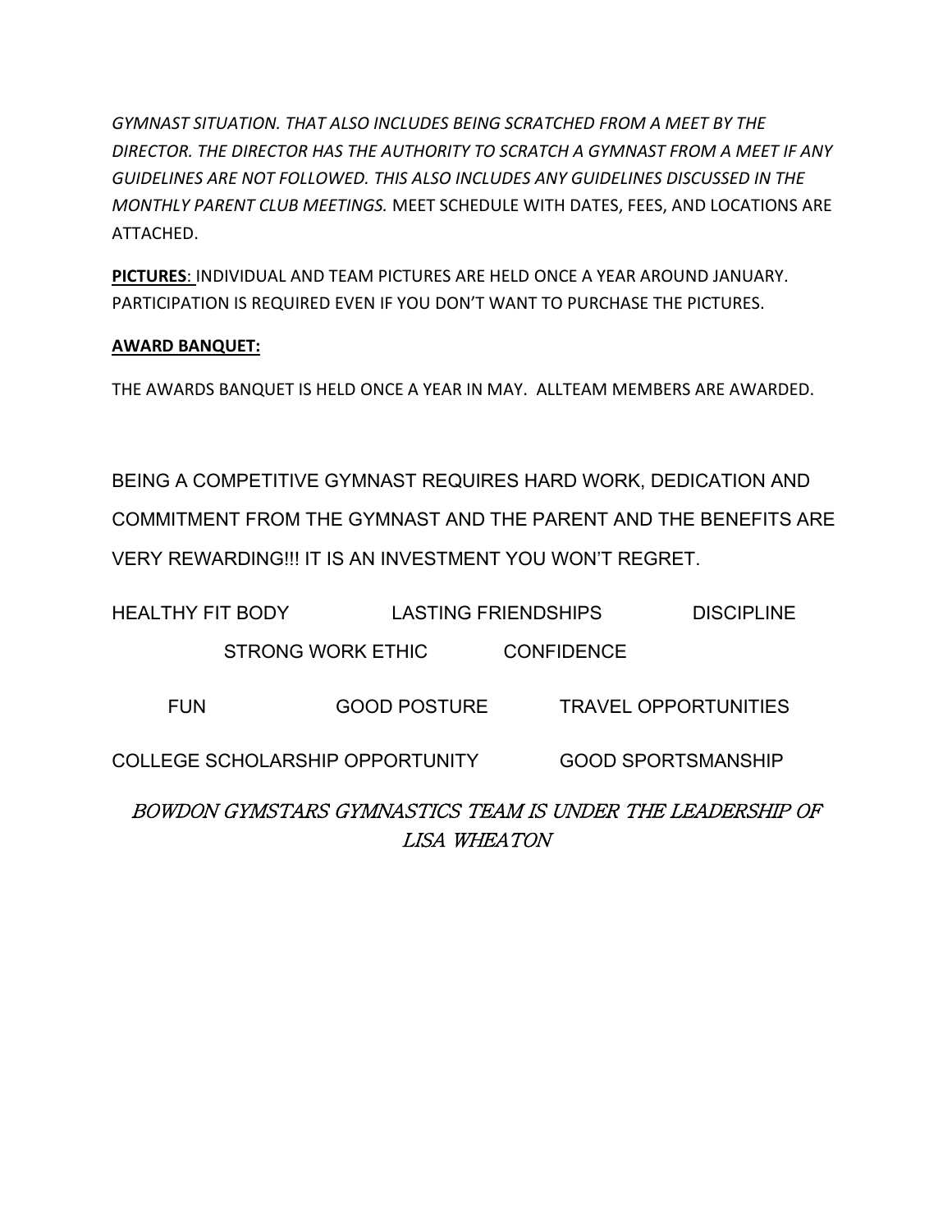*GYMNAST SITUATION. THAT ALSO INCLUDES BEING SCRATCHED FROM A MEET BY THE DIRECTOR. THE DIRECTOR HAS THE AUTHORITY TO SCRATCH A GYMNAST FROM A MEET IF ANY GUIDELINES ARE NOT FOLLOWED. THIS ALSO INCLUDES ANY GUIDELINES DISCUSSED IN THE MONTHLY PARENT CLUB MEETINGS.* MEET SCHEDULE WITH DATES, FEES, AND LOCATIONS ARE ATTACHED.

**PICTURES**: INDIVIDUAL AND TEAM PICTURES ARE HELD ONCE A YEAR AROUND JANUARY. PARTICIPATION IS REQUIRED EVEN IF YOU DON'T WANT TO PURCHASE THE PICTURES.

**AWARD BANQUET:**

THE AWARDS BANQUET IS HELD ONCE A YEAR IN MAY. ALLTEAM MEMBERS ARE AWARDED.

BEING A COMPETITIVE GYMNAST REQUIRES HARD WORK, DEDICATION AND COMMITMENT FROM THE GYMNAST AND THE PARENT AND THE BENEFITS ARE VERY REWARDING!!! IT IS AN INVESTMENT YOU WON'T REGRET.

HEALTHY FIT BODY LASTING FRIENDSHIPS DISCIPLINE

STRONG WORK ETHIC CONFIDENCE

FUN GOOD POSTURE TRAVEL OPPORTUNITIES

COLLEGE SCHOLARSHIP OPPORTUNITY GOOD SPORTSMANSHIP

*BOWDON GYMSTARS GYMNASTICS TEAM IS UNDER THE LEADERSHIP OF LISA WHEATON*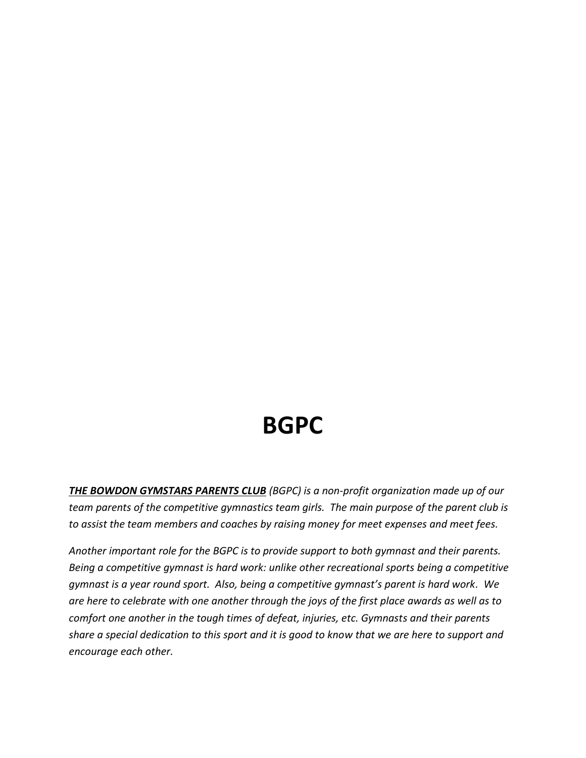# BGPC

***THE BOWDON GYMSTARS PARENTS CLUB*** *(BGPC) is a non-profit organization made up of our team parents of the competitive gymnastics team girls. The main purpose of the parent club is to assist the team members and coaches by raising money for meet expenses and meet fees.*

*Another important role for the BGPC is to provide support to both gymnast and their parents. Being a competitive gymnast is hard work: unlike other recreational sports being a competitive gymnast is a year round sport. Also, being a competitive gymnast's parent is hard work. We are here to celebrate with one another through the joys of the first place awards as well as to comfort one another in the tough times of defeat, injuries, etc. Gymnasts and their parents share a special dedication to this sport and it is good to know that we are here to support and encourage each other.*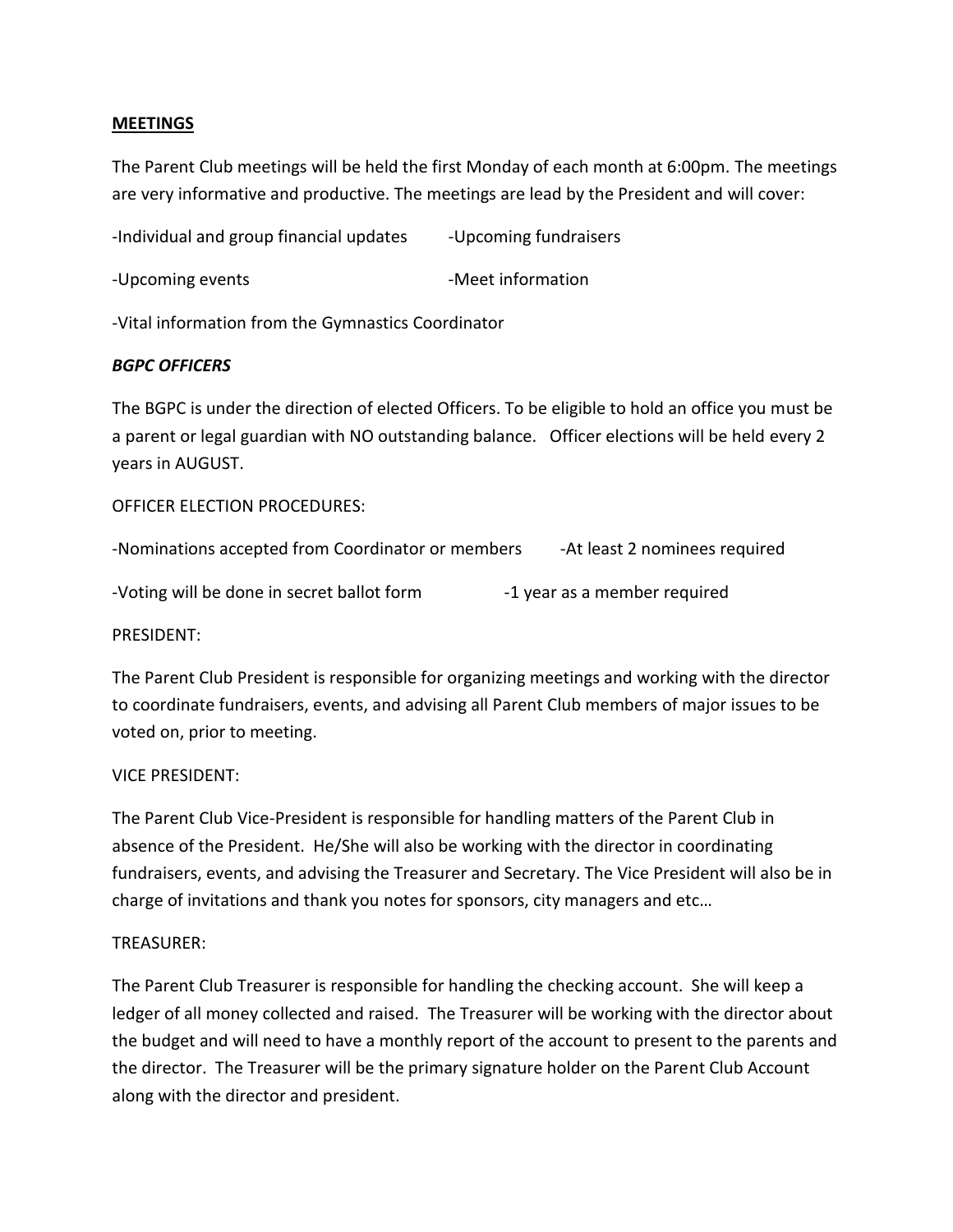**MEETINGS**

The Parent Club meetings will be held the first Monday of each month at 6:00pm. The meetings are very informative and productive. The meetings are lead by the President and will cover:

- Individual and group financial updates
- Upcoming fundraisers
- Upcoming events
- Meet information
- Vital information from the Gymnastics Coordinator

***BGPC OFFICERS***

The BGPC is under the direction of elected Officers. To be eligible to hold an office you must be a parent or legal guardian with NO outstanding balance. Officer elections will be held every 2 years in AUGUST.

OFFICER ELECTION PROCEDURES:

- Nominations accepted from Coordinator or members
- At least 2 nominees required
- Voting will be done in secret ballot form
- 1 year as a member required

PRESIDENT:

The Parent Club President is responsible for organizing meetings and working with the director to coordinate fundraisers, events, and advising all Parent Club members of major issues to be voted on, prior to meeting.

VICE PRESIDENT:

The Parent Club Vice-President is responsible for handling matters of the Parent Club in absence of the President. He/She will also be working with the director in coordinating fundraisers, events, and advising the Treasurer and Secretary. The Vice President will also be in charge of invitations and thank you notes for sponsors, city managers and etc…

TREASURER:

The Parent Club Treasurer is responsible for handling the checking account. She will keep a ledger of all money collected and raised. The Treasurer will be working with the director about the budget and will need to have a monthly report of the account to present to the parents and the director. The Treasurer will be the primary signature holder on the Parent Club Account along with the director and president.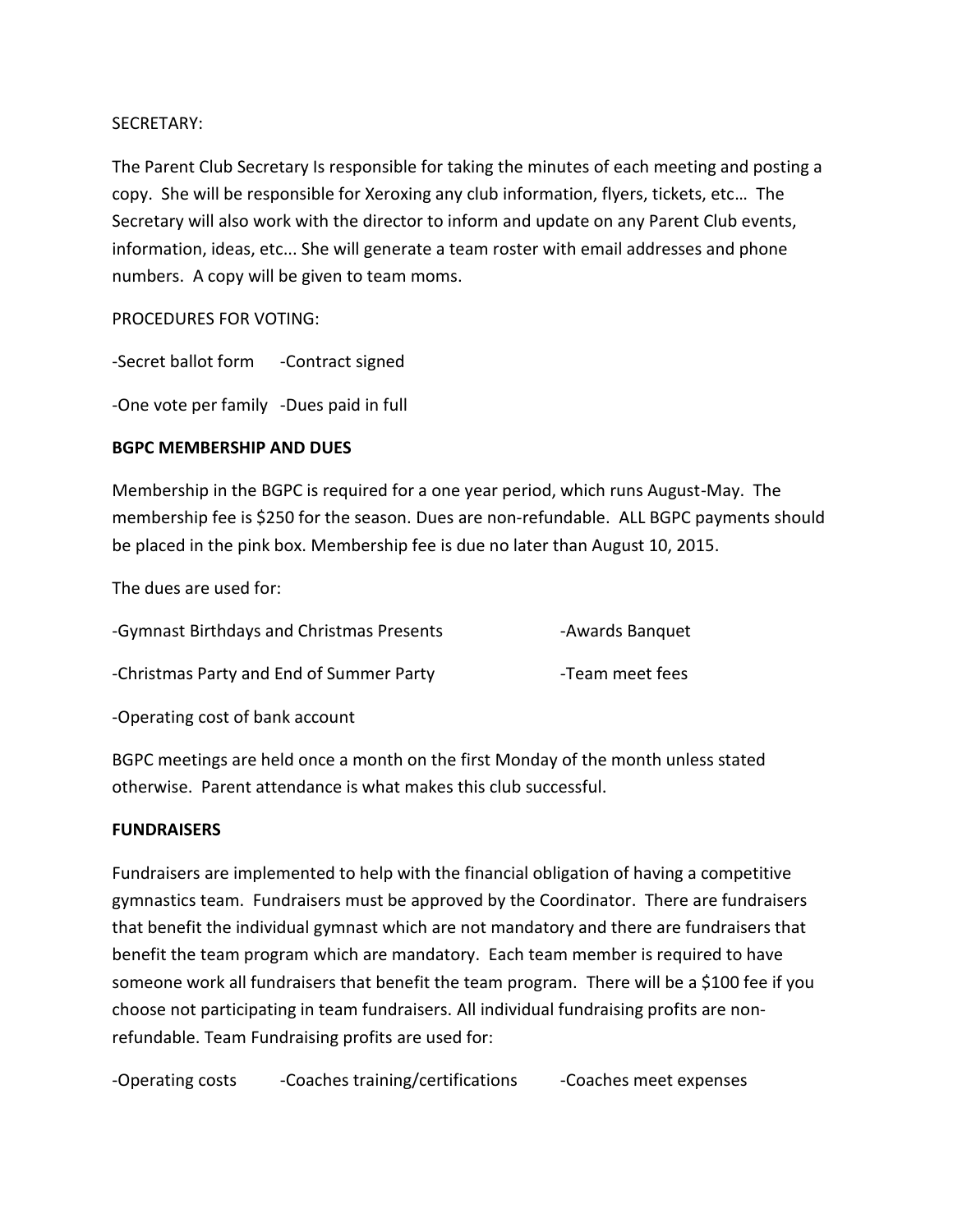SECRETARY:

The Parent Club Secretary Is responsible for taking the minutes of each meeting and posting a copy. She will be responsible for Xeroxing any club information, flyers, tickets, etc… The Secretary will also work with the director to inform and update on any Parent Club events, information, ideas, etc... She will generate a team roster with email addresses and phone numbers. A copy will be given to team moms.

PROCEDURES FOR VOTING:

- Secret ballot form
- Contract signed
- One vote per family
- Dues paid in full

**BGPC MEMBERSHIP AND DUES**

Membership in the BGPC is required for a one year period, which runs August-May. The membership fee is $250 for the season. Dues are non-refundable. ALL BGPC payments should be placed in the pink box. Membership fee is due no later than August 10, 2015.

The dues are used for:

- Gymnast Birthdays and Christmas Presents
- Awards Banquet
- Christmas Party and End of Summer Party
- Team meet fees
- Operating cost of bank account

BGPC meetings are held once a month on the first Monday of the month unless stated otherwise. Parent attendance is what makes this club successful.

**FUNDRAISERS**

Fundraisers are implemented to help with the financial obligation of having a competitive gymnastics team. Fundraisers must be approved by the Coordinator. There are fundraisers that benefit the individual gymnast which are not mandatory and there are fundraisers that benefit the team program which are mandatory. Each team member is required to have someone work all fundraisers that benefit the team program. There will be a $100 fee if you choose not participating in team fundraisers. All individual fundraising profits are non-refundable. Team Fundraising profits are used for:

- Operating costs
- Coaches training/certifications
- Coaches meet expenses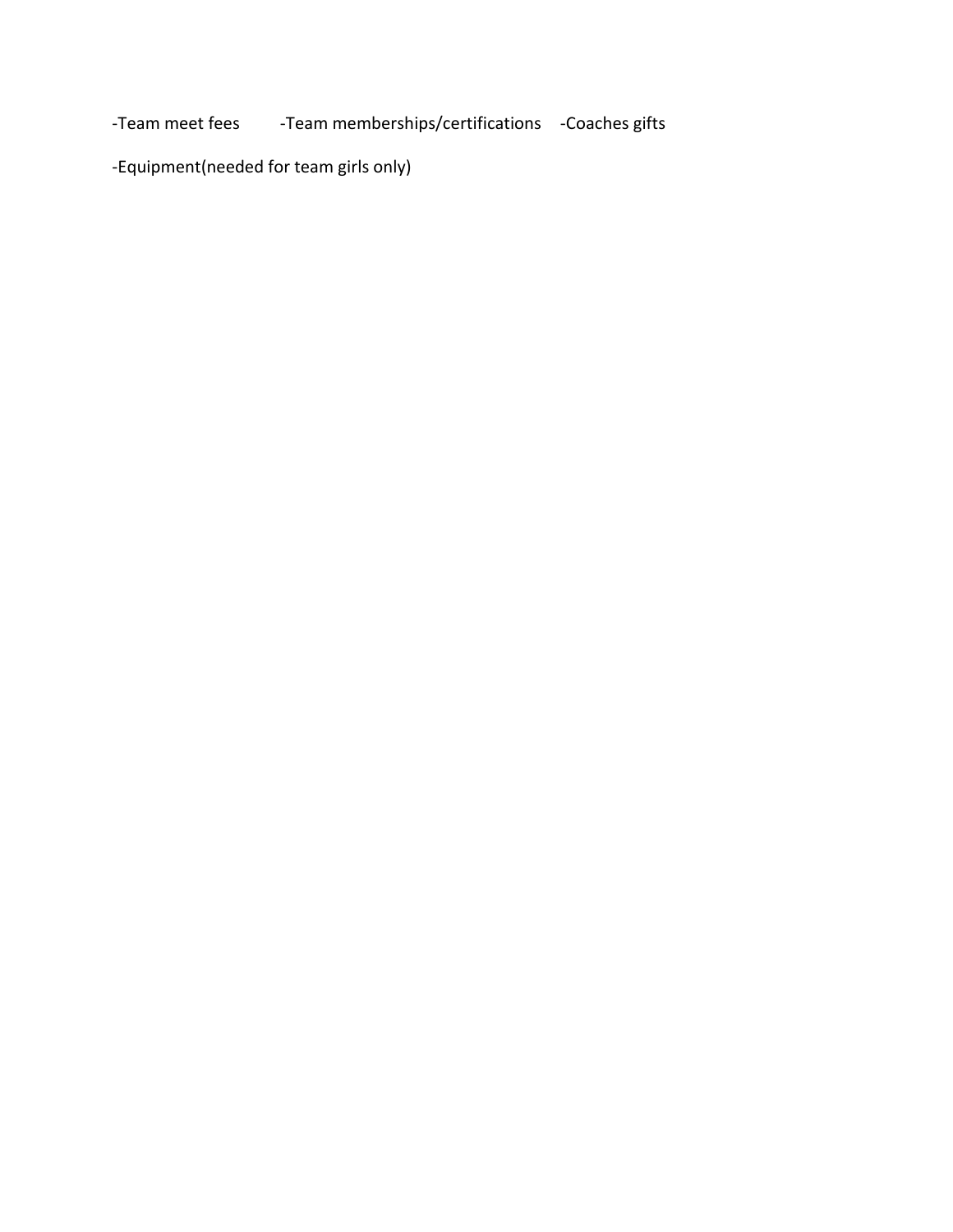-Team meet fees -Team memberships/certifications -Coaches gifts

-Equipment(needed for team girls only)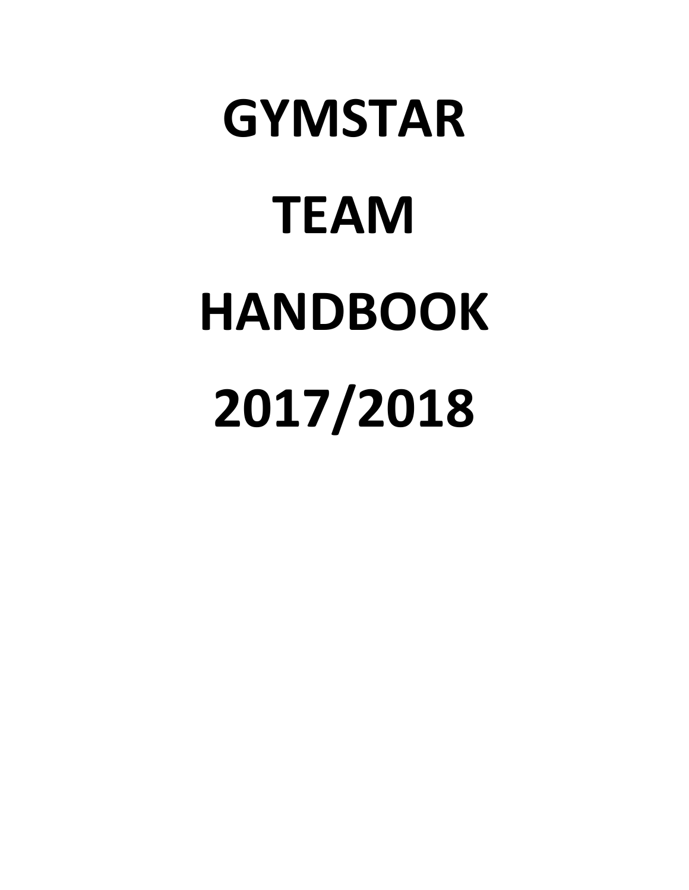# GYMSTAR TEAM HANDBOOK 2017/2018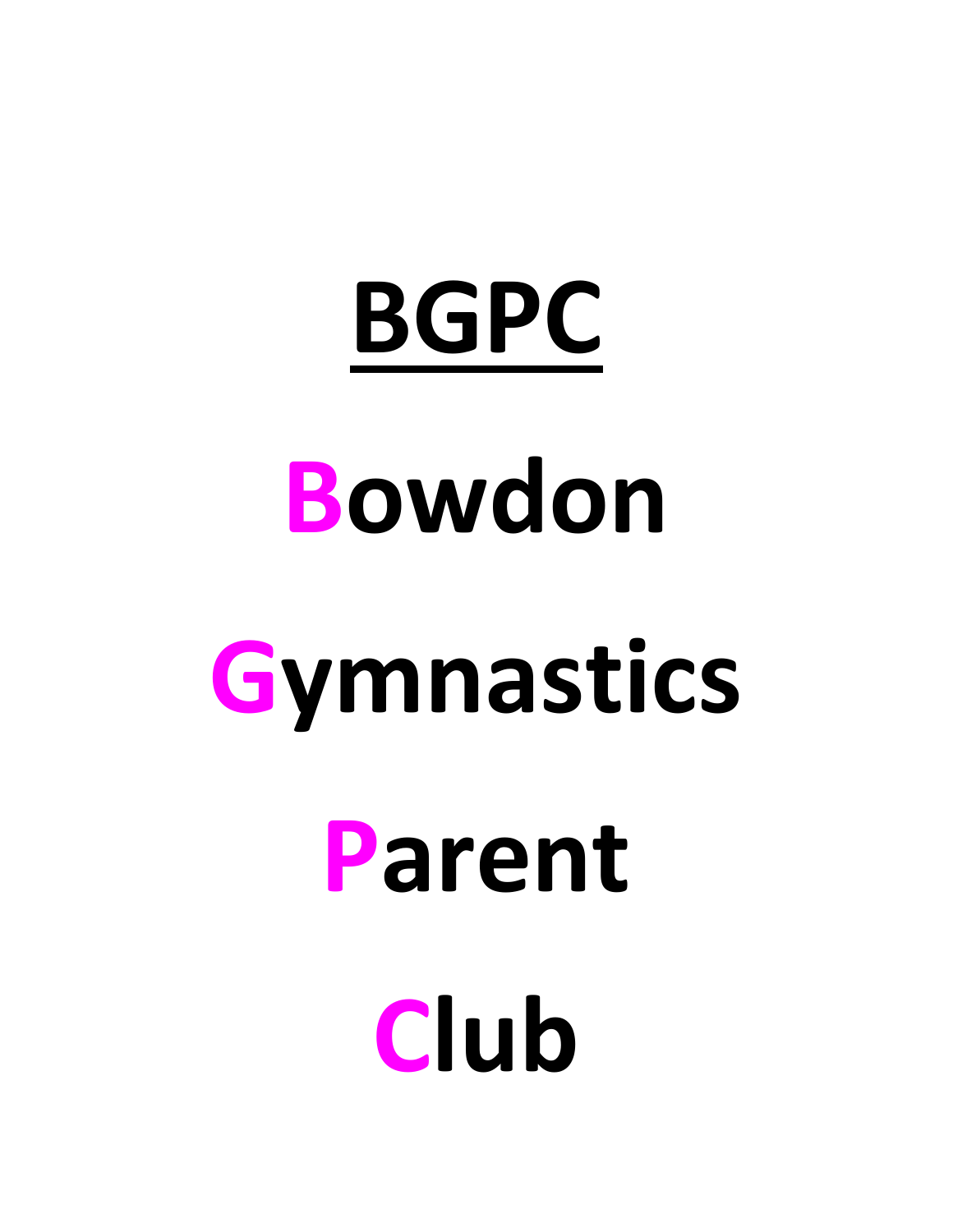# **BGPC**

**Bowdon**

**Gymnastics**

**Parent**

**Club**